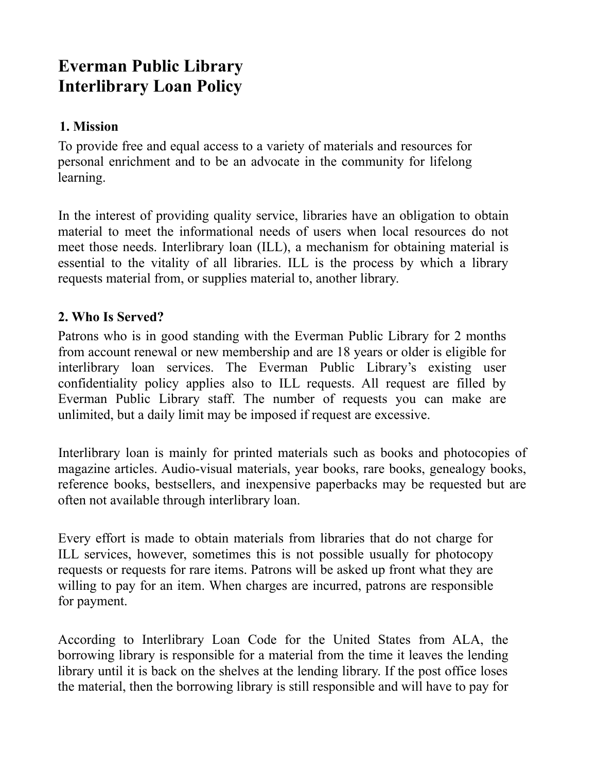# Everman Public Library
# Interlibrary Loan Policy

## 1. Mission

To provide free and equal access to a variety of materials and resources for personal enrichment and to be an advocate in the community for lifelong learning.

In the interest of providing quality service, libraries have an obligation to obtain material to meet the informational needs of users when local resources do not meet those needs. Interlibrary loan (ILL), a mechanism for obtaining material is essential to the vitality of all libraries. ILL is the process by which a library requests material from, or supplies material to, another library.

## 2. Who Is Served?

Patrons who is in good standing with the Everman Public Library for 2 months from account renewal or new membership and are 18 years or older is eligible for interlibrary loan services. The Everman Public Library's existing user confidentiality policy applies also to ILL requests. All request are filled by Everman Public Library staff. The number of requests you can make are unlimited, but a daily limit may be imposed if request are excessive.

Interlibrary loan is mainly for printed materials such as books and photocopies of magazine articles. Audio-visual materials, year books, rare books, genealogy books, reference books, bestsellers, and inexpensive paperbacks may be requested but are often not available through interlibrary loan.

Every effort is made to obtain materials from libraries that do not charge for ILL services, however, sometimes this is not possible usually for photocopy requests or requests for rare items. Patrons will be asked up front what they are willing to pay for an item. When charges are incurred, patrons are responsible for payment.

According to Interlibrary Loan Code for the United States from ALA, the borrowing library is responsible for a material from the time it leaves the lending library until it is back on the shelves at the lending library. If the post office loses the material, then the borrowing library is still responsible and will have to pay for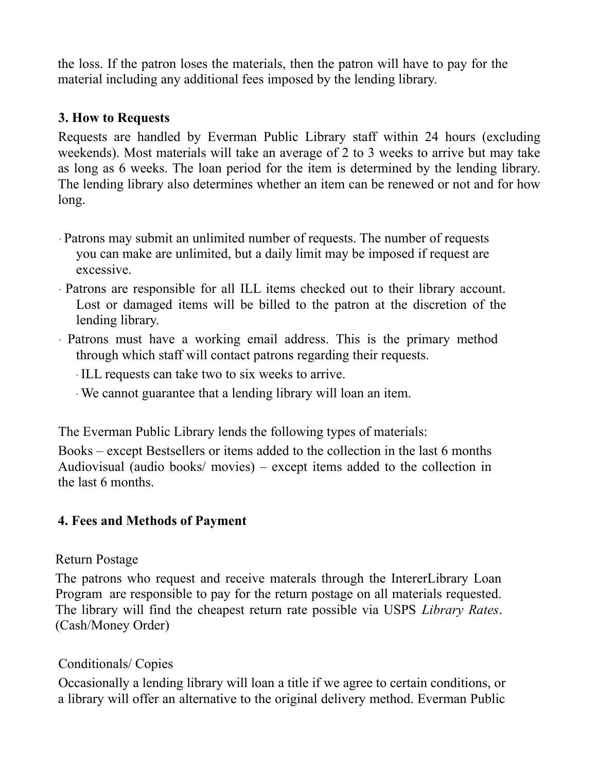the loss. If the patron loses the materials, then the patron will have to pay for the material including any additional fees imposed by the lending library.

### 3. How to Requests

Requests are handled by Everman Public Library staff within 24 hours (excluding weekends). Most materials will take an average of 2 to 3 weeks to arrive but may take as long as 6 weeks. The loan period for the item is determined by the lending library. The lending library also determines whether an item can be renewed or not and for how long.

- Patrons may submit an unlimited number of requests. The number of requests you can make are unlimited, but a daily limit may be imposed if request are excessive.
- Patrons are responsible for all ILL items checked out to their library account. Lost or damaged items will be billed to the patron at the discretion of the lending library.
- Patrons must have a working email address. This is the primary method through which staff will contact patrons regarding their requests.
  - ILL requests can take two to six weeks to arrive.
  - We cannot guarantee that a lending library will loan an item.

The Everman Public Library lends the following types of materials:

Books – except Bestsellers or items added to the collection in the last 6 months
Audiovisual (audio books/ movies) – except items added to the collection in the last 6 months.

### 4. Fees and Methods of Payment

Return Postage

The patrons who request and receive materals through the IntererLibrary Loan Program are responsible to pay for the return postage on all materials requested. The library will find the cheapest return rate possible via USPS *Library Rates*. (Cash/Money Order)

Conditionals/ Copies

Occasionally a lending library will loan a title if we agree to certain conditions, or a library will offer an alternative to the original delivery method. Everman Public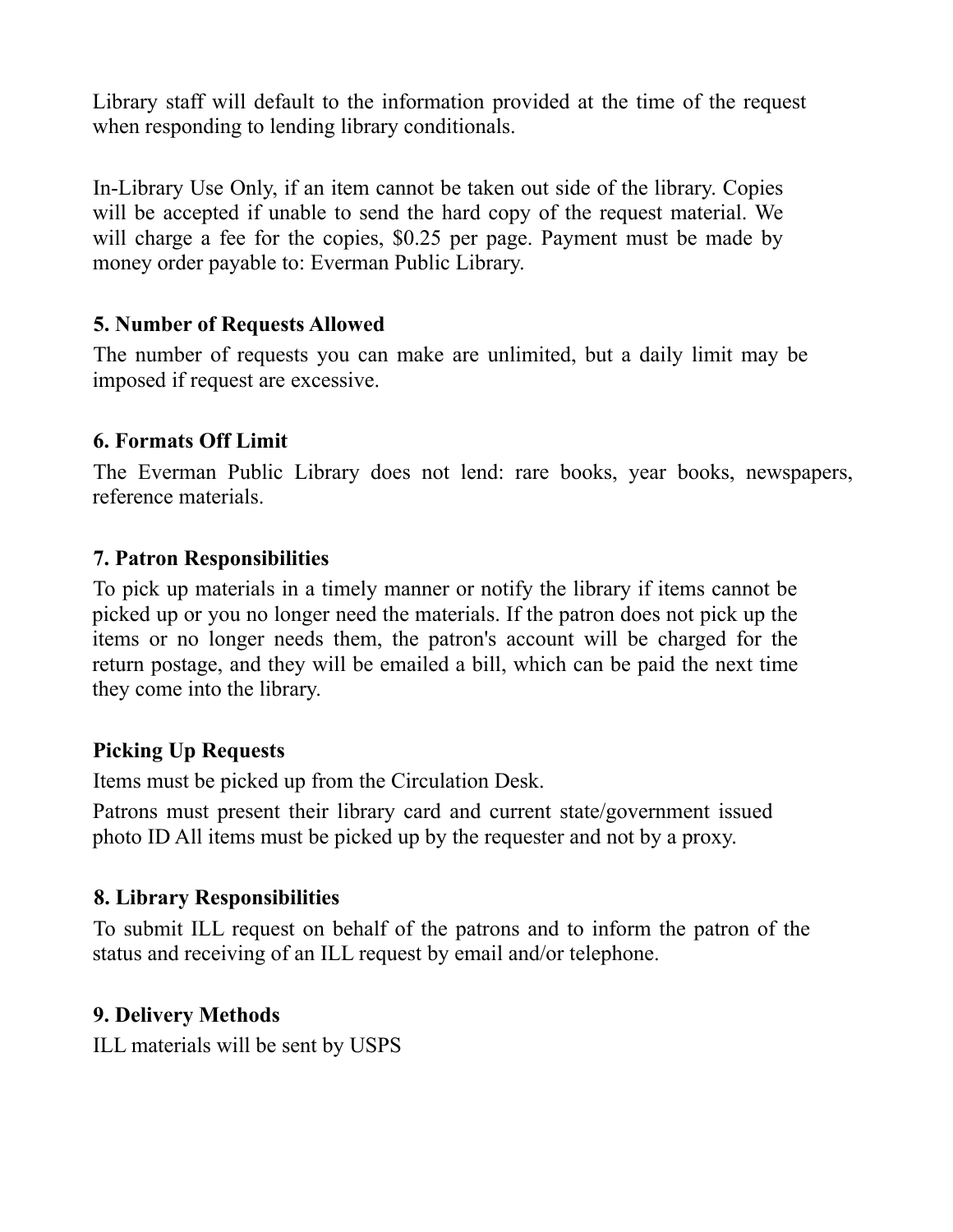Library staff will default to the information provided at the time of the request when responding to lending library conditionals.

In-Library Use Only, if an item cannot be taken out side of the library. Copies will be accepted if unable to send the hard copy of the request material. We will charge a fee for the copies, $0.25 per page. Payment must be made by money order payable to: Everman Public Library.

### 5. Number of Requests Allowed

The number of requests you can make are unlimited, but a daily limit may be imposed if request are excessive.

### 6. Formats Off Limit

The Everman Public Library does not lend: rare books, year books, newspapers, reference materials.

### 7. Patron Responsibilities

To pick up materials in a timely manner or notify the library if items cannot be picked up or you no longer need the materials. If the patron does not pick up the items or no longer needs them, the patron's account will be charged for the return postage, and they will be emailed a bill, which can be paid the next time they come into the library.

### Picking Up Requests

Items must be picked up from the Circulation Desk.

Patrons must present their library card and current state/government issued photo ID All items must be picked up by the requester and not by a proxy.

### 8. Library Responsibilities

To submit ILL request on behalf of the patrons and to inform the patron of the status and receiving of an ILL request by email and/or telephone.

### 9. Delivery Methods

ILL materials will be sent by USPS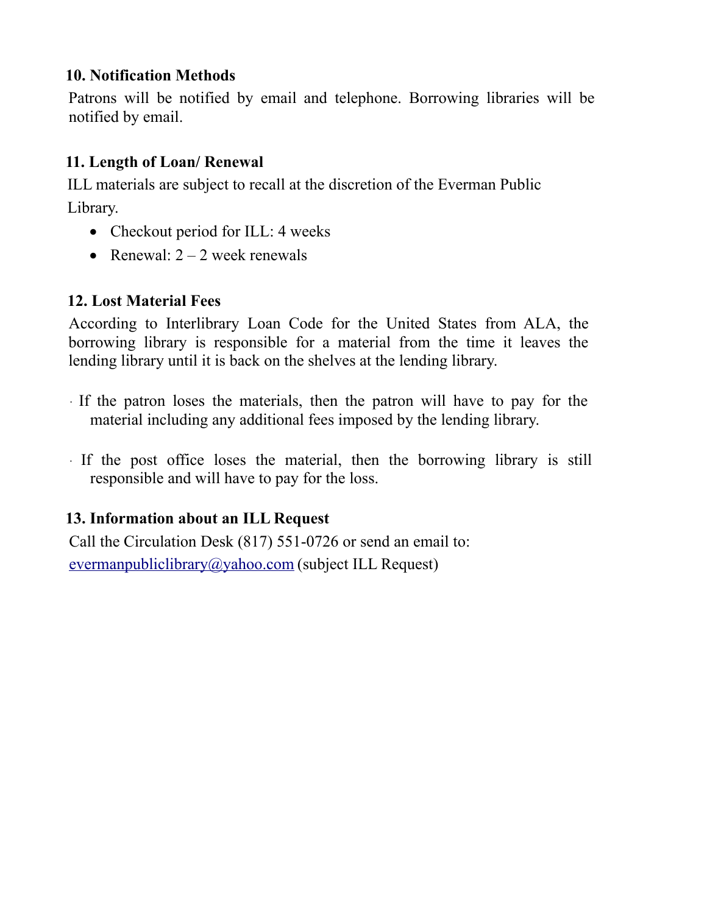### 10. Notification Methods

Patrons will be notified by email and telephone. Borrowing libraries will be notified by email.

### 11. Length of Loan/ Renewal

ILL materials are subject to recall at the discretion of the Everman Public Library.

- Checkout period for ILL: 4 weeks
- Renewal: 2 – 2 week renewals

### 12. Lost Material Fees

According to Interlibrary Loan Code for the United States from ALA, the borrowing library is responsible for a material from the time it leaves the lending library until it is back on the shelves at the lending library.

- If the patron loses the materials, then the patron will have to pay for the material including any additional fees imposed by the lending library.

- If the post office loses the material, then the borrowing library is still responsible and will have to pay for the loss.

### 13. Information about an ILL Request

Call the Circulation Desk (817) 551-0726 or send an email to: evermanpubliclibrary@yahoo.com (subject ILL Request)